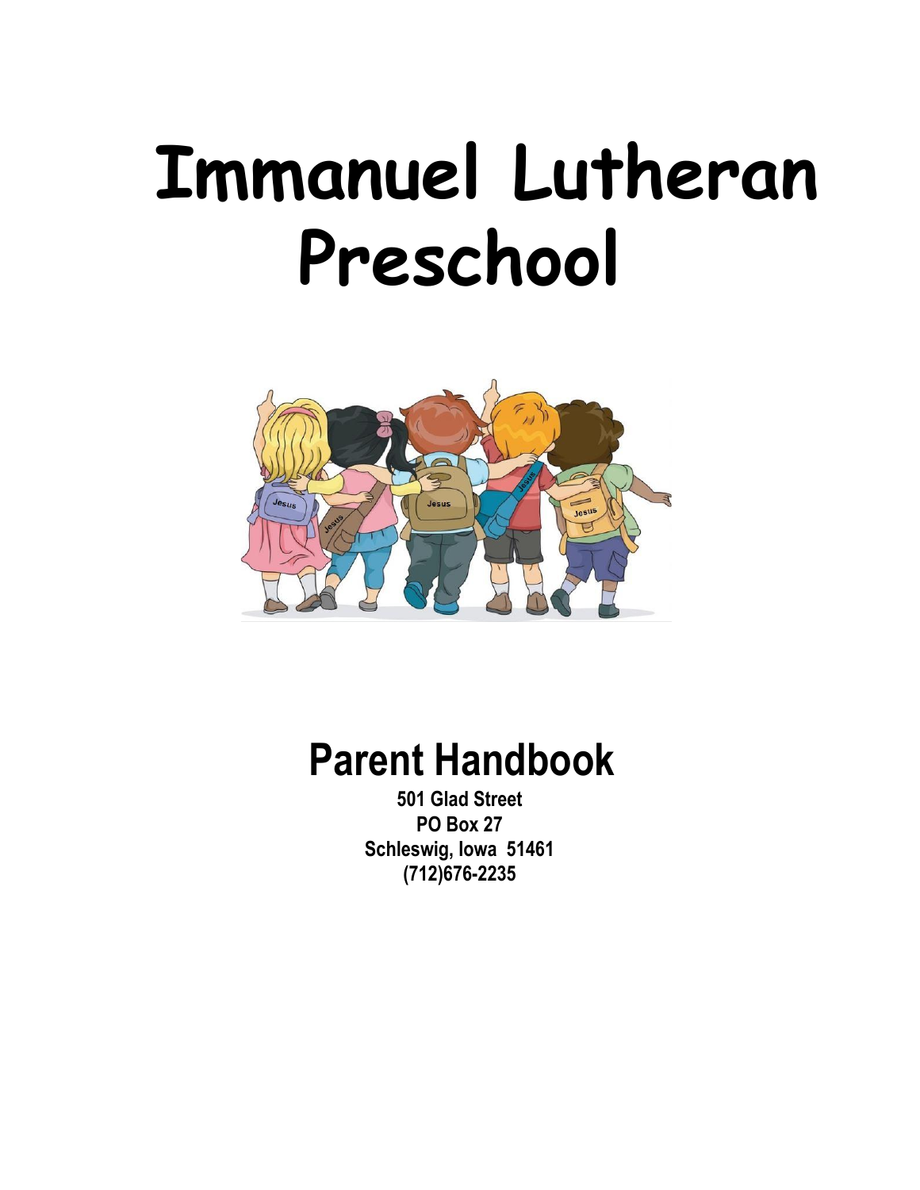# Immanuel Lutheran Preschool

## Parent Handbook

**501 Glad Street**
**PO Box 27**
**Schleswig, Iowa 51461**
**(712)676-2235**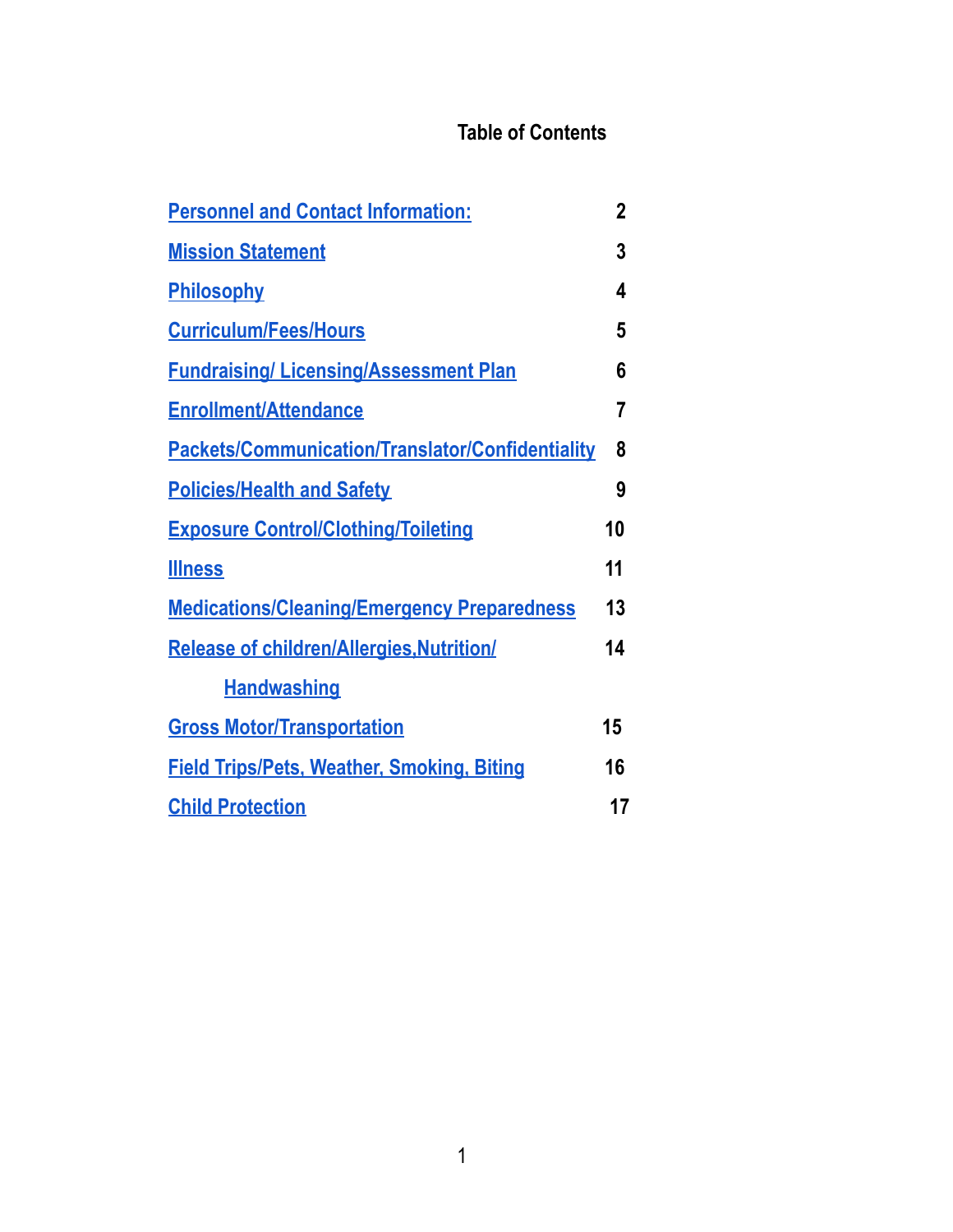# Table of Contents

| | |
|---|---|
| Personnel and Contact Information: | 2 |
| Mission Statement | 3 |
| Philosophy | 4 |
| Curriculum/Fees/Hours | 5 |
| Fundraising/ Licensing/Assessment Plan | 6 |
| Enrollment/Attendance | 7 |
| Packets/Communication/Translator/Confidentiality | 8 |
| Policies/Health and Safety | 9 |
| Exposure Control/Clothing/Toileting | 10 |
| Illness | 11 |
| Medications/Cleaning/Emergency Preparedness | 13 |
| Release of children/Allergies,Nutrition/ Handwashing | 14 |
| Gross Motor/Transportation | 15 |
| Field Trips/Pets, Weather, Smoking, Biting | 16 |
| Child Protection | 17 |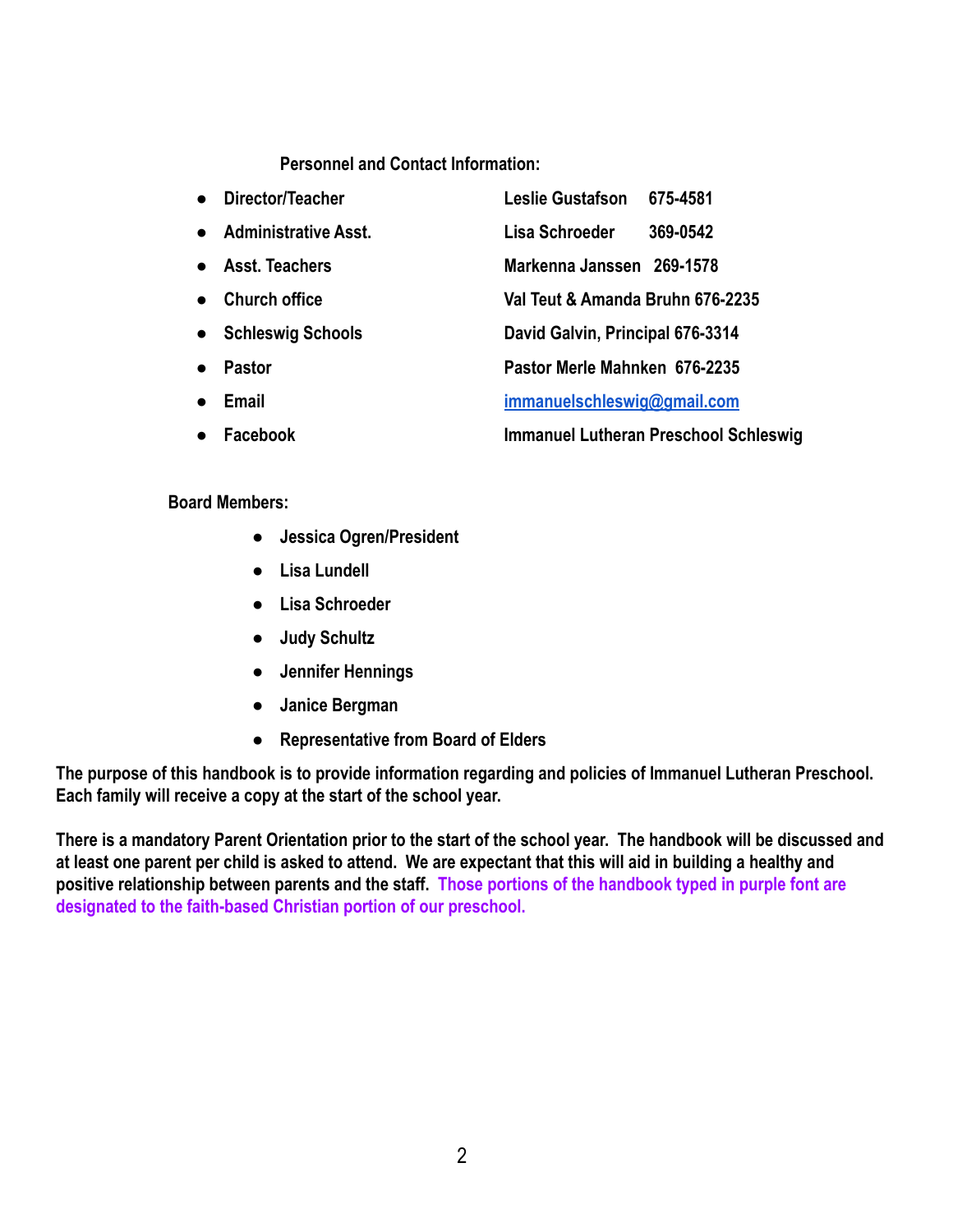**Personnel and Contact Information:**

- **Director/Teacher** — **Leslie Gustafson 675-4581**
- **Administrative Asst.** — **Lisa Schroeder 369-0542**
- **Asst. Teachers** — **Markenna Janssen 269-1578**
- **Church office** — **Val Teut & Amanda Bruhn 676-2235**
- **Schleswig Schools** — **David Galvin, Principal 676-3314**
- **Pastor** — **Pastor Merle Mahnken 676-2235**
- **Email** — **immanuelschleswig@gmail.com**
- **Facebook** — **Immanuel Lutheran Preschool Schleswig**

**Board Members:**

- **Jessica Ogren/President**
- **Lisa Lundell**
- **Lisa Schroeder**
- **Judy Schultz**
- **Jennifer Hennings**
- **Janice Bergman**
- **Representative from Board of Elders**

**The purpose of this handbook is to provide information regarding and policies of Immanuel Lutheran Preschool. Each family will receive a copy at the start of the school year.**

**There is a mandatory Parent Orientation prior to the start of the school year. The handbook will be discussed and at least one parent per child is asked to attend. We are expectant that this will aid in building a healthy and positive relationship between parents and the staff. Those portions of the handbook typed in purple font are designated to the faith-based Christian portion of our preschool.**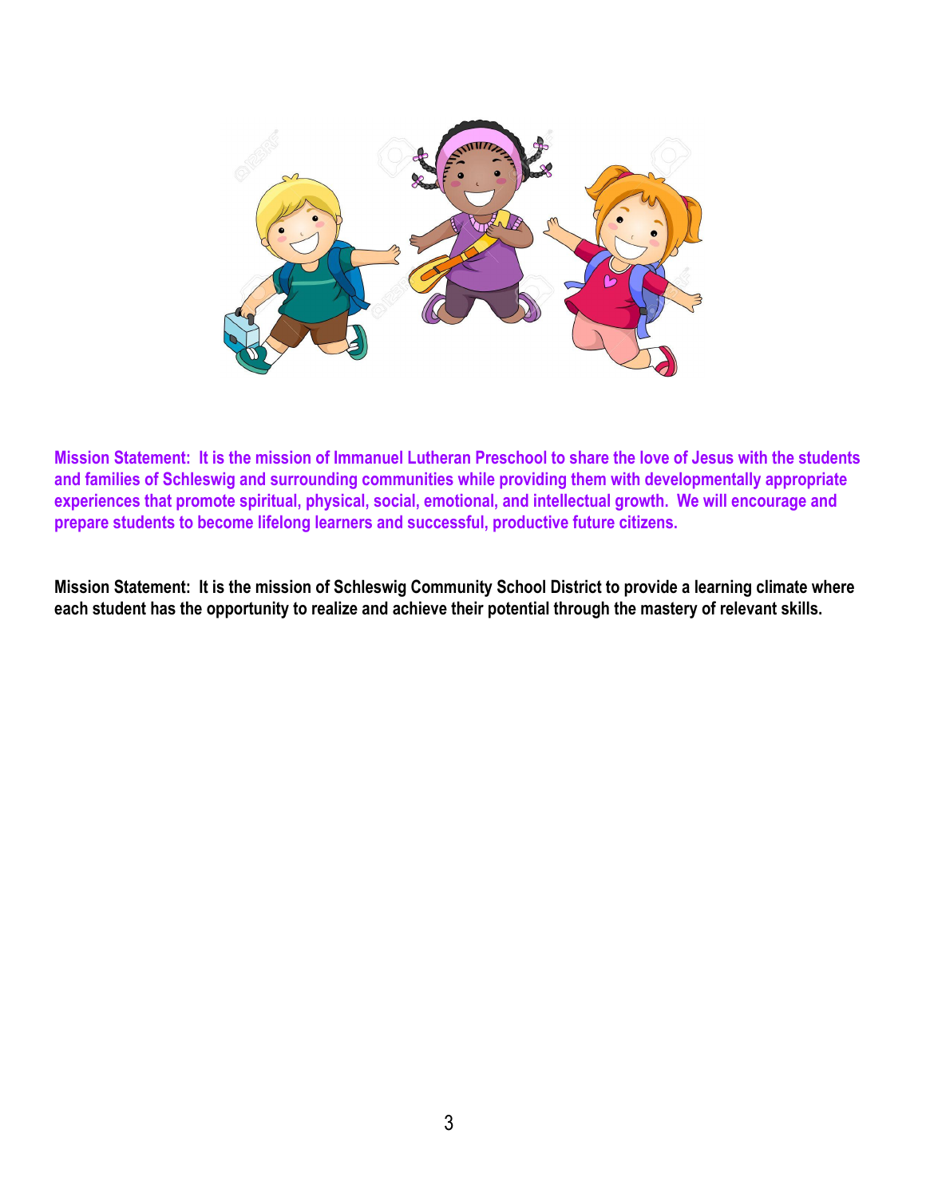**Mission Statement: It is the mission of Immanuel Lutheran Preschool to share the love of Jesus with the students and families of Schleswig and surrounding communities while providing them with developmentally appropriate experiences that promote spiritual, physical, social, emotional, and intellectual growth. We will encourage and prepare students to become lifelong learners and successful, productive future citizens.**

**Mission Statement: It is the mission of Schleswig Community School District to provide a learning climate where each student has the opportunity to realize and achieve their potential through the mastery of relevant skills.**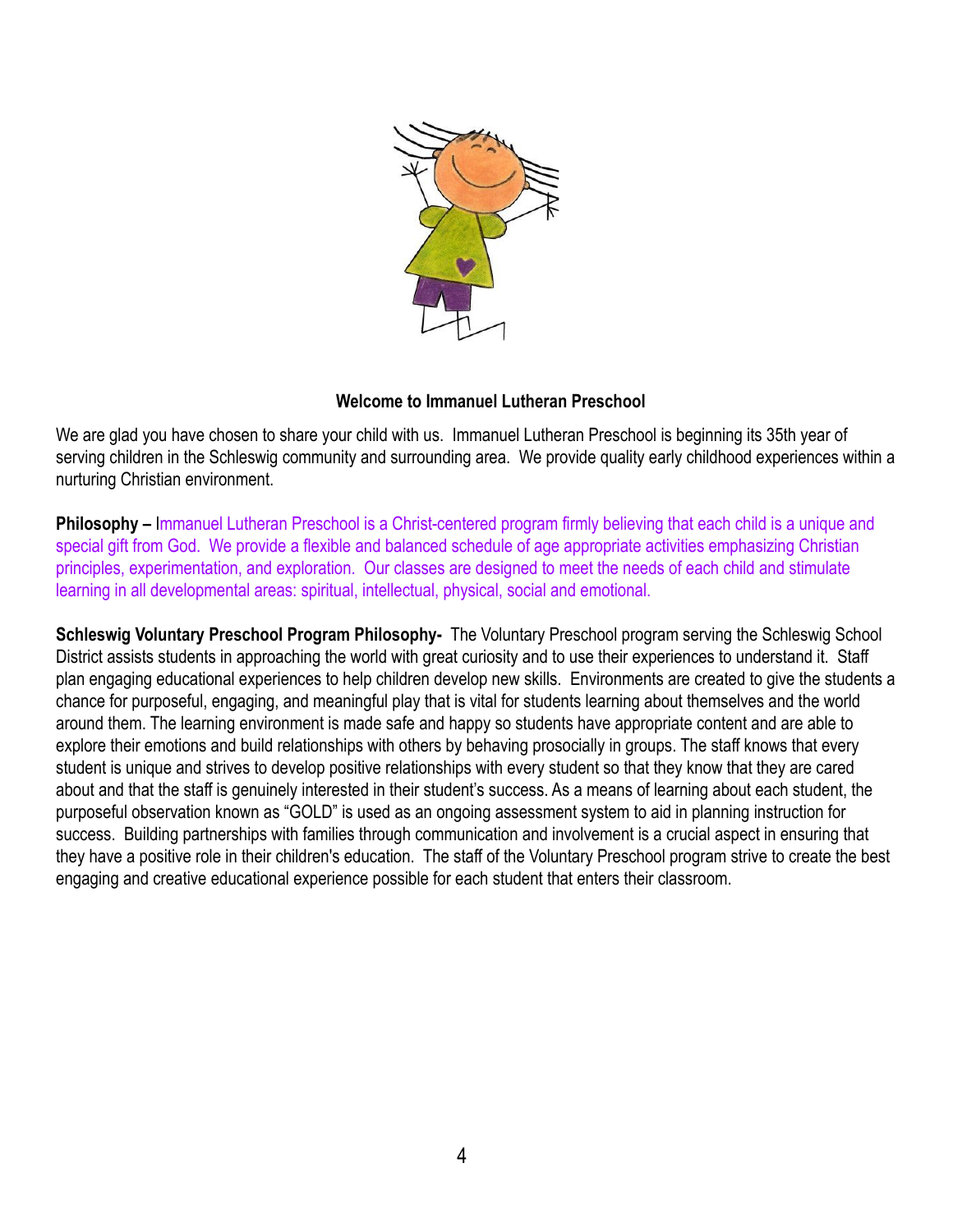**Welcome to Immanuel Lutheran Preschool**

We are glad you have chosen to share your child with us. Immanuel Lutheran Preschool is beginning its 35th year of serving children in the Schleswig community and surrounding area. We provide quality early childhood experiences within a nurturing Christian environment.

**Philosophy –** Immanuel Lutheran Preschool is a Christ-centered program firmly believing that each child is a unique and special gift from God. We provide a flexible and balanced schedule of age appropriate activities emphasizing Christian principles, experimentation, and exploration. Our classes are designed to meet the needs of each child and stimulate learning in all developmental areas: spiritual, intellectual, physical, social and emotional.

**Schleswig Voluntary Preschool Program Philosophy-** The Voluntary Preschool program serving the Schleswig School District assists students in approaching the world with great curiosity and to use their experiences to understand it. Staff plan engaging educational experiences to help children develop new skills. Environments are created to give the students a chance for purposeful, engaging, and meaningful play that is vital for students learning about themselves and the world around them. The learning environment is made safe and happy so students have appropriate content and are able to explore their emotions and build relationships with others by behaving prosocially in groups. The staff knows that every student is unique and strives to develop positive relationships with every student so that they know that they are cared about and that the staff is genuinely interested in their student's success. As a means of learning about each student, the purposeful observation known as "GOLD" is used as an ongoing assessment system to aid in planning instruction for success. Building partnerships with families through communication and involvement is a crucial aspect in ensuring that they have a positive role in their children's education. The staff of the Voluntary Preschool program strive to create the best engaging and creative educational experience possible for each student that enters their classroom.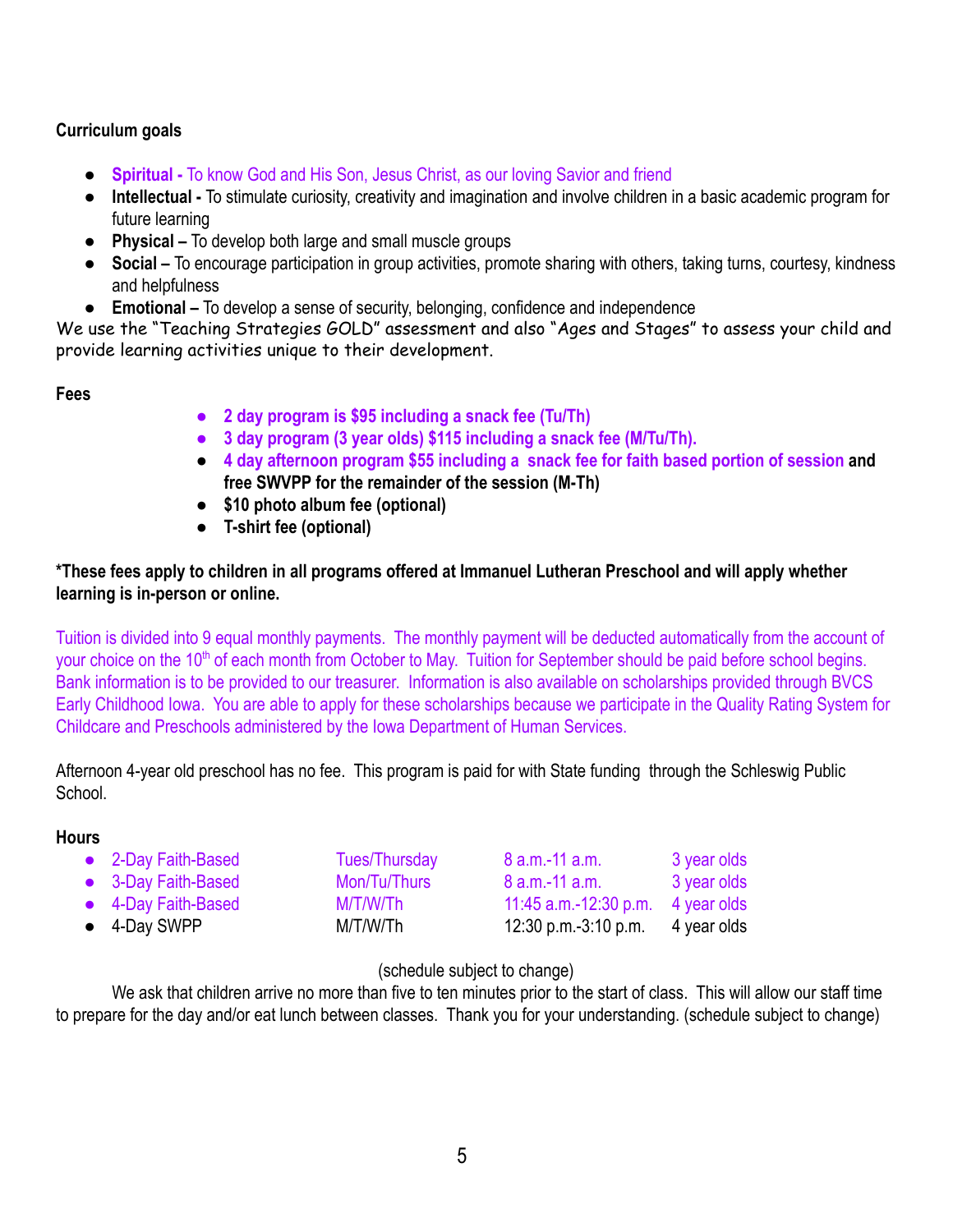**Curriculum goals**

- **Spiritual -** To know God and His Son, Jesus Christ, as our loving Savior and friend
- **Intellectual -** To stimulate curiosity, creativity and imagination and involve children in a basic academic program for future learning
- **Physical –** To develop both large and small muscle groups
- **Social –** To encourage participation in group activities, promote sharing with others, taking turns, courtesy, kindness and helpfulness
- **Emotional –** To develop a sense of security, belonging, confidence and independence

We use the "Teaching Strategies GOLD" assessment and also "Ages and Stages" to assess your child and provide learning activities unique to their development.

**Fees**

- **2 day program is $95 including a snack fee (Tu/Th)**
- **3 day program (3 year olds) $115 including a snack fee (M/Tu/Th).**
- **4 day afternoon program $55 including a snack fee for faith based portion of session and free SWVPP for the remainder of the session (M-Th)**
- **$10 photo album fee (optional)**
- **T-shirt fee (optional)**

**\*These fees apply to children in all programs offered at Immanuel Lutheran Preschool and will apply whether learning is in-person or online.**

Tuition is divided into 9 equal monthly payments. The monthly payment will be deducted automatically from the account of your choice on the 10th of each month from October to May. Tuition for September should be paid before school begins. Bank information is to be provided to our treasurer. Information is also available on scholarships provided through BVCS Early Childhood Iowa. You are able to apply for these scholarships because we participate in the Quality Rating System for Childcare and Preschools administered by the Iowa Department of Human Services.

Afternoon 4-year old preschool has no fee. This program is paid for with State funding through the Schleswig Public School.

**Hours**

| Program | Days | Time | Ages |
|---|---|---|---|
| 2-Day Faith-Based | Tues/Thursday | 8 a.m.-11 a.m. | 3 year olds |
| 3-Day Faith-Based | Mon/Tu/Thurs | 8 a.m.-11 a.m. | 3 year olds |
| 4-Day Faith-Based | M/T/W/Th | 11:45 a.m.-12:30 p.m. | 4 year olds |
| 4-Day SWPP | M/T/W/Th | 12:30 p.m.-3:10 p.m. | 4 year olds |

(schedule subject to change)

We ask that children arrive no more than five to ten minutes prior to the start of class. This will allow our staff time to prepare for the day and/or eat lunch between classes. Thank you for your understanding. (schedule subject to change)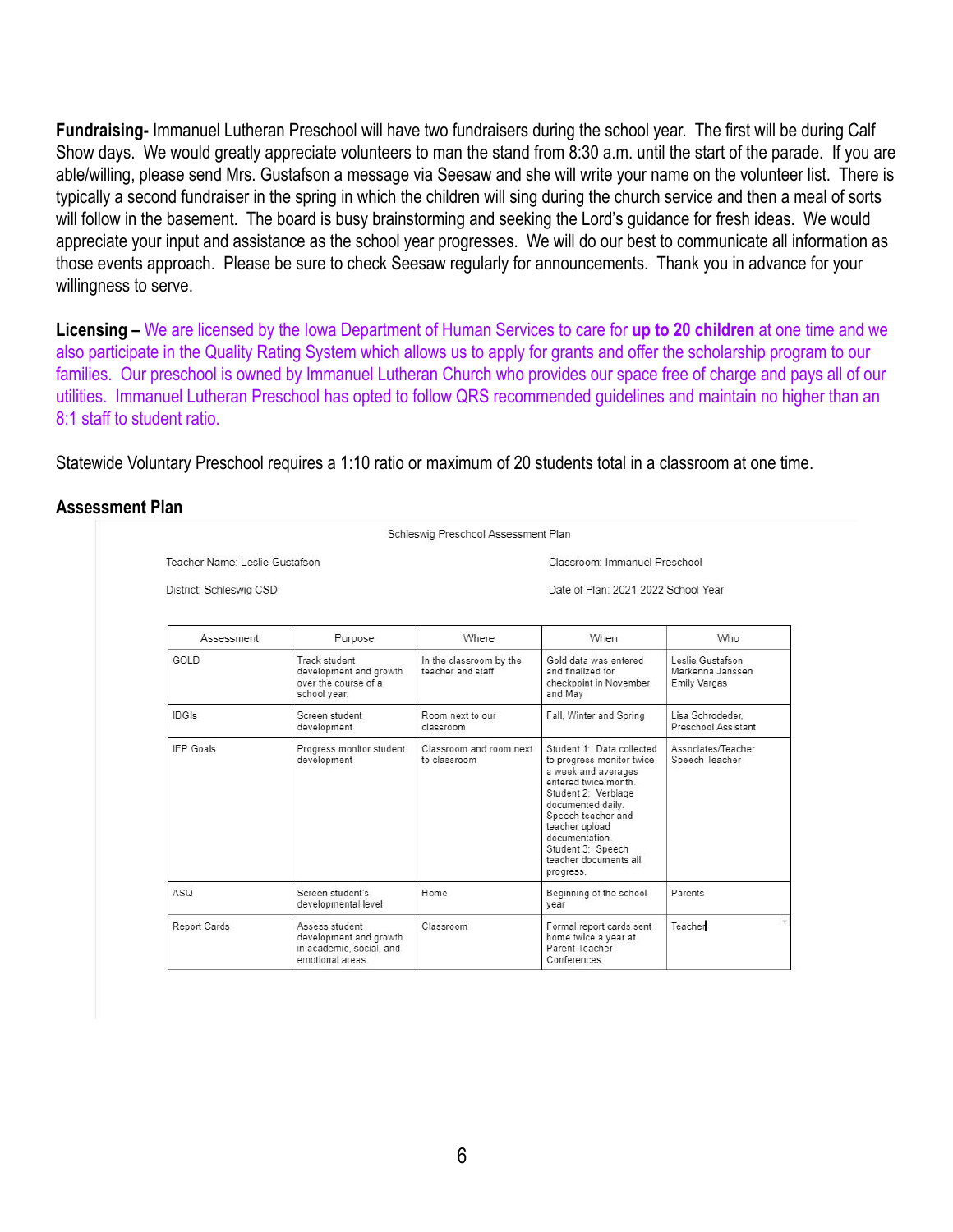**Fundraising-** Immanuel Lutheran Preschool will have two fundraisers during the school year. The first will be during Calf Show days. We would greatly appreciate volunteers to man the stand from 8:30 a.m. until the start of the parade. If you are able/willing, please send Mrs. Gustafson a message via Seesaw and she will write your name on the volunteer list. There is typically a second fundraiser in the spring in which the children will sing during the church service and then a meal of sorts will follow in the basement. The board is busy brainstorming and seeking the Lord's guidance for fresh ideas. We would appreciate your input and assistance as the school year progresses. We will do our best to communicate all information as those events approach. Please be sure to check Seesaw regularly for announcements. Thank you in advance for your willingness to serve.

**Licensing –** We are licensed by the Iowa Department of Human Services to care for **up to 20 children** at one time and we also participate in the Quality Rating System which allows us to apply for grants and offer the scholarship program to our families. Our preschool is owned by Immanuel Lutheran Church who provides our space free of charge and pays all of our utilities. Immanuel Lutheran Preschool has opted to follow QRS recommended guidelines and maintain no higher than an 8:1 staff to student ratio.

Statewide Voluntary Preschool requires a 1:10 ratio or maximum of 20 students total in a classroom at one time.

### Assessment Plan

Schleswig Preschool Assessment Plan

Teacher Name: Leslie Gustafson

Classroom: Immanuel Preschool

District: Schleswig CSD

Date of Plan: 2021-2022 School Year

| Assessment | Purpose | Where | When | Who |
|---|---|---|---|---|
| GOLD | Track student development and growth over the course of a school year. | In the classroom by the teacher and staff | Gold data was entered and finalized for checkpoint in November and May | Leslie Gustafson Markenna Janssen Emily Vargas |
| IDGIs | Screen student development | Room next to our classroom | Fall, Winter and Spring | Lisa Schrodeder, Preschool Assistant |
| IEP Goals | Progress monitor student development | Classroom and room next to classroom | Student 1: Data collected to progress monitor twice a week and averages entered twice/month. Student 2: Verbiage documented daily. Speech teacher and teacher upload documentation. Student 3: Speech teacher documents all progress. | Associates/Teacher Speech Teacher |
| ASQ | Screen student's developmental level | Home | Beginning of the school year | Parents |
| Report Cards | Assess student development and growth in academic, social, and emotional areas. | Classroom | Formal report cards sent home twice a year at Parent-Teacher Conferences. | Teacher |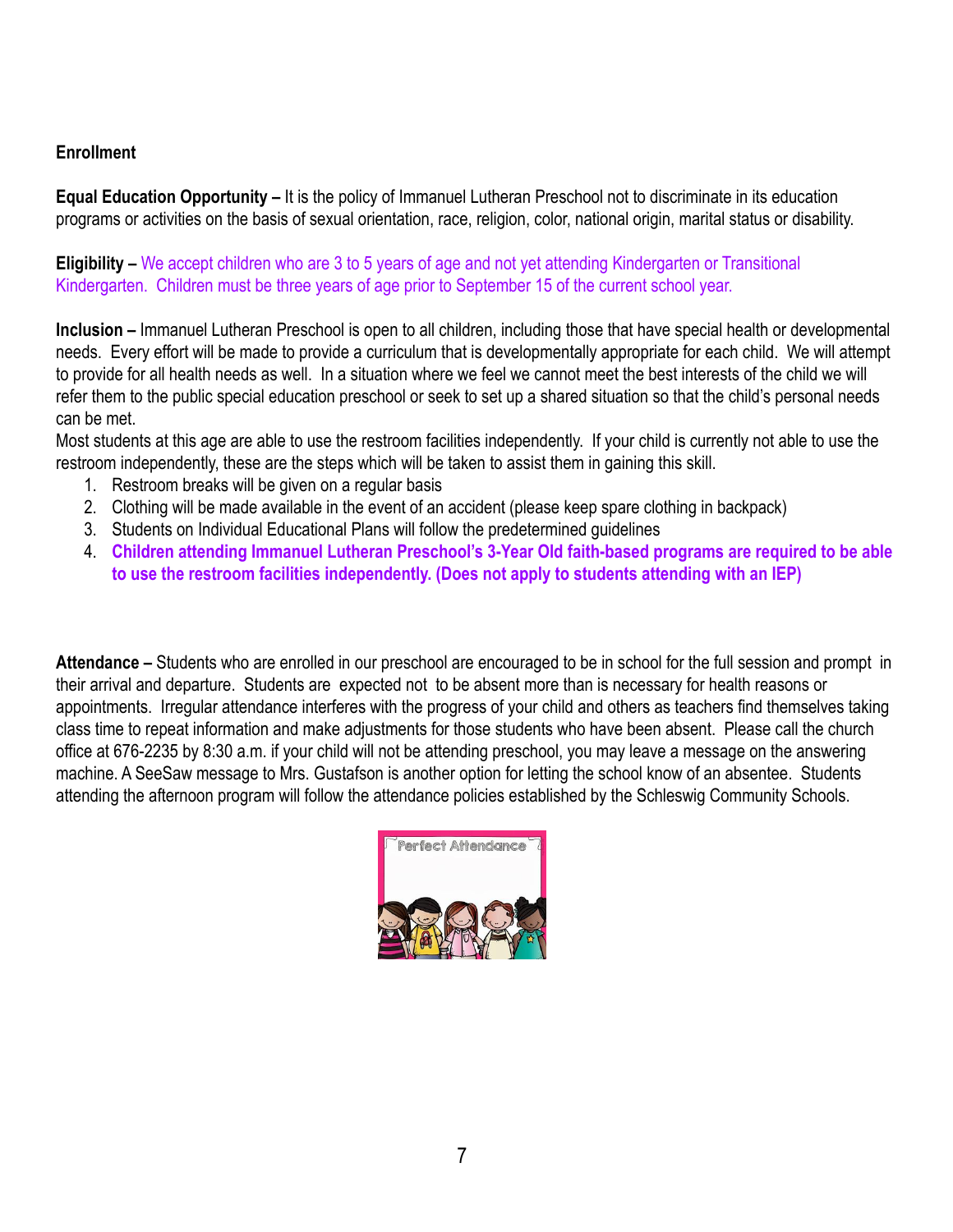**Enrollment**

**Equal Education Opportunity –** It is the policy of Immanuel Lutheran Preschool not to discriminate in its education programs or activities on the basis of sexual orientation, race, religion, color, national origin, marital status or disability.

**Eligibility –** We accept children who are 3 to 5 years of age and not yet attending Kindergarten or Transitional Kindergarten. Children must be three years of age prior to September 15 of the current school year.

**Inclusion –** Immanuel Lutheran Preschool is open to all children, including those that have special health or developmental needs. Every effort will be made to provide a curriculum that is developmentally appropriate for each child. We will attempt to provide for all health needs as well. In a situation where we feel we cannot meet the best interests of the child we will refer them to the public special education preschool or seek to set up a shared situation so that the child's personal needs can be met.
Most students at this age are able to use the restroom facilities independently. If your child is currently not able to use the restroom independently, these are the steps which will be taken to assist them in gaining this skill.

1. Restroom breaks will be given on a regular basis
2. Clothing will be made available in the event of an accident (please keep spare clothing in backpack)
3. Students on Individual Educational Plans will follow the predetermined guidelines
4. **Children attending Immanuel Lutheran Preschool's 3-Year Old faith-based programs are required to be able to use the restroom facilities independently. (Does not apply to students attending with an IEP)**

**Attendance –** Students who are enrolled in our preschool are encouraged to be in school for the full session and prompt in their arrival and departure. Students are expected not to be absent more than is necessary for health reasons or appointments. Irregular attendance interferes with the progress of your child and others as teachers find themselves taking class time to repeat information and make adjustments for those students who have been absent. Please call the church office at 676-2235 by 8:30 a.m. if your child will not be attending preschool, you may leave a message on the answering machine. A SeeSaw message to Mrs. Gustafson is another option for letting the school know of an absentee. Students attending the afternoon program will follow the attendance policies established by the Schleswig Community Schools.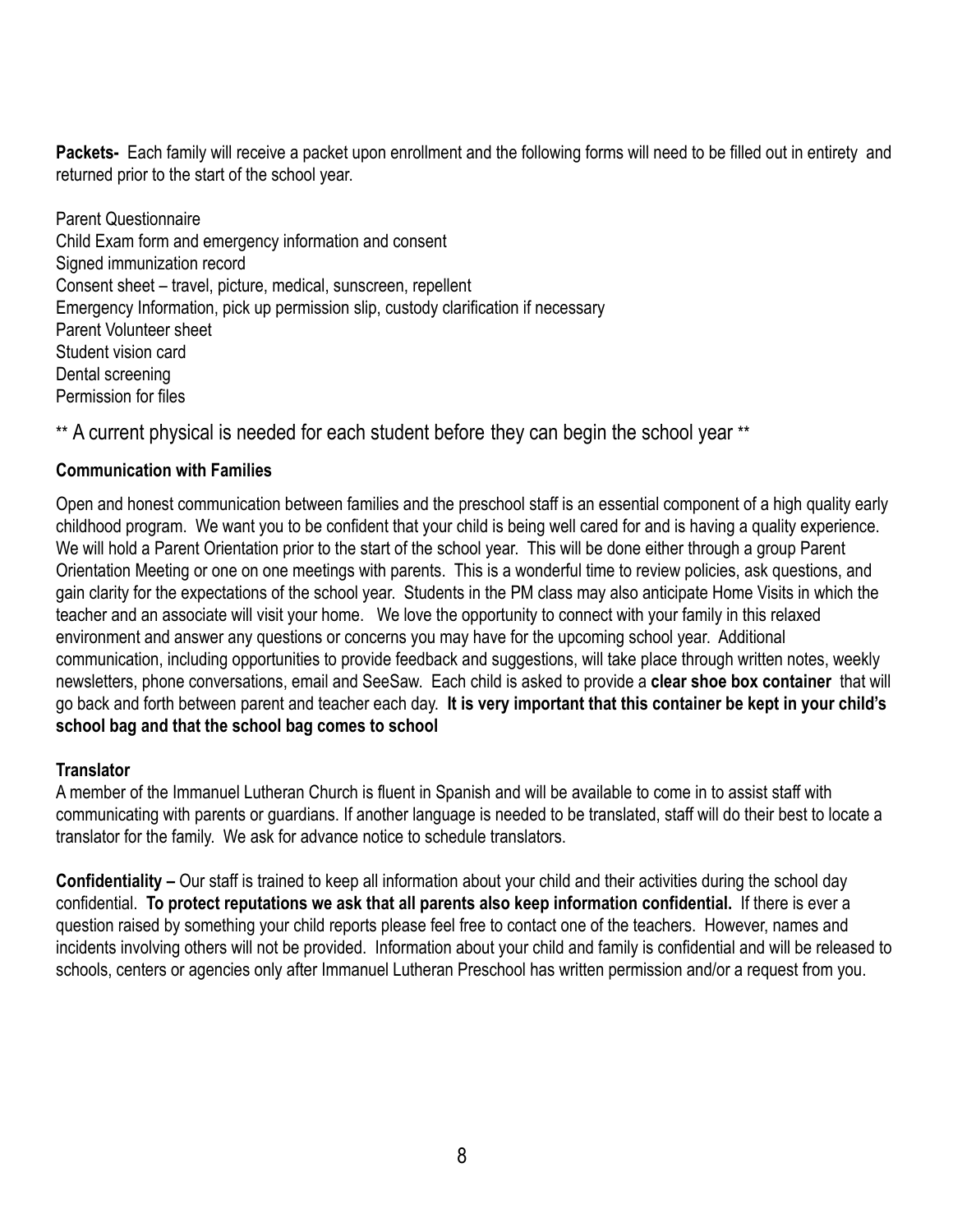**Packets-** Each family will receive a packet upon enrollment and the following forms will need to be filled out in entirety and returned prior to the start of the school year.

Parent Questionnaire
Child Exam form and emergency information and consent
Signed immunization record
Consent sheet – travel, picture, medical, sunscreen, repellent
Emergency Information, pick up permission slip, custody clarification if necessary
Parent Volunteer sheet
Student vision card
Dental screening
Permission for files

** A current physical is needed for each student before they can begin the school year **

**Communication with Families**

Open and honest communication between families and the preschool staff is an essential component of a high quality early childhood program. We want you to be confident that your child is being well cared for and is having a quality experience. We will hold a Parent Orientation prior to the start of the school year. This will be done either through a group Parent Orientation Meeting or one on one meetings with parents. This is a wonderful time to review policies, ask questions, and gain clarity for the expectations of the school year. Students in the PM class may also anticipate Home Visits in which the teacher and an associate will visit your home. We love the opportunity to connect with your family in this relaxed environment and answer any questions or concerns you may have for the upcoming school year. Additional communication, including opportunities to provide feedback and suggestions, will take place through written notes, weekly newsletters, phone conversations, email and SeeSaw. Each child is asked to provide a **clear shoe box container** that will go back and forth between parent and teacher each day. **It is very important that this container be kept in your child's school bag and that the school bag comes to school**

**Translator**

A member of the Immanuel Lutheran Church is fluent in Spanish and will be available to come in to assist staff with communicating with parents or guardians. If another language is needed to be translated, staff will do their best to locate a translator for the family. We ask for advance notice to schedule translators.

**Confidentiality –** Our staff is trained to keep all information about your child and their activities during the school day confidential. **To protect reputations we ask that all parents also keep information confidential.** If there is ever a question raised by something your child reports please feel free to contact one of the teachers. However, names and incidents involving others will not be provided. Information about your child and family is confidential and will be released to schools, centers or agencies only after Immanuel Lutheran Preschool has written permission and/or a request from you.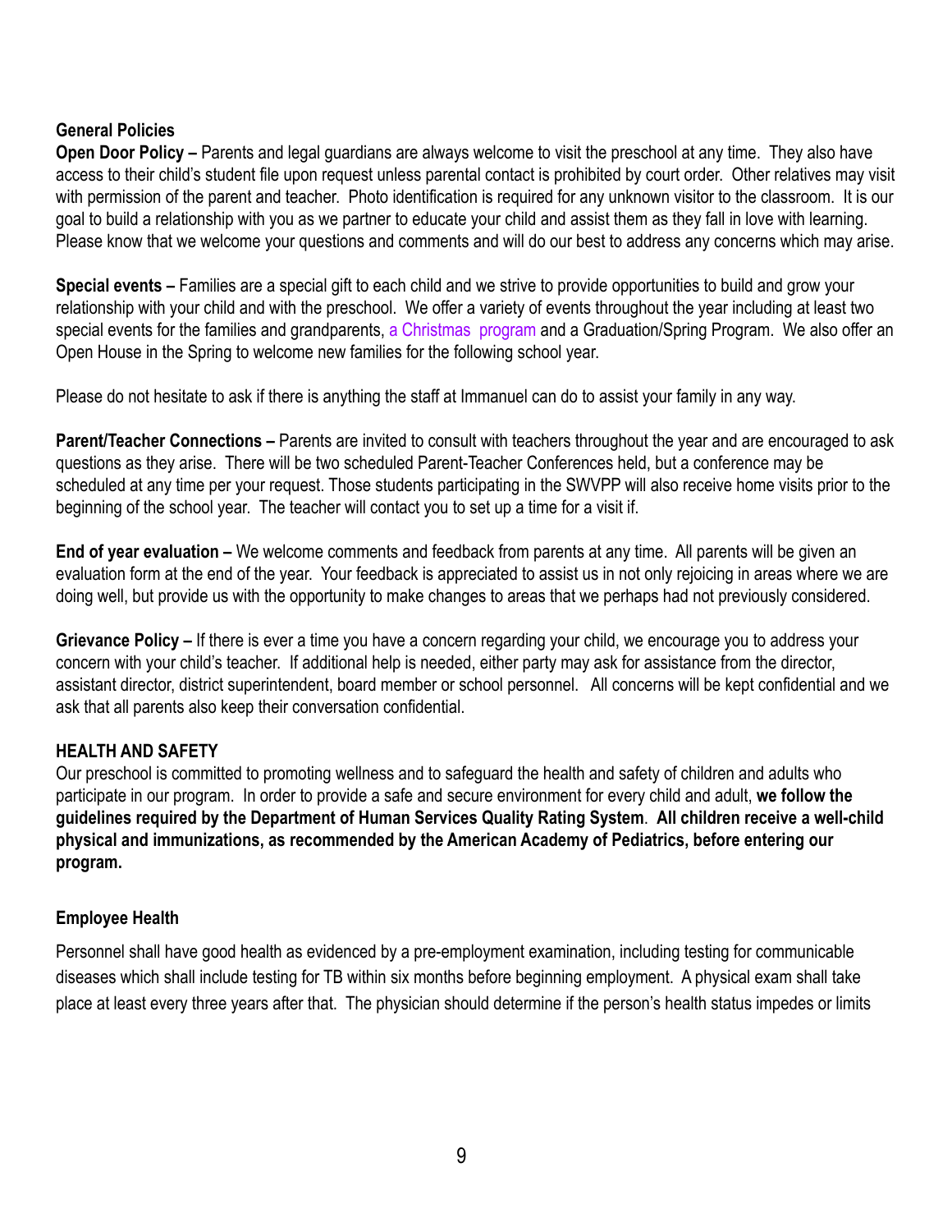### General Policies

**Open Door Policy –** Parents and legal guardians are always welcome to visit the preschool at any time. They also have access to their child's student file upon request unless parental contact is prohibited by court order. Other relatives may visit with permission of the parent and teacher. Photo identification is required for any unknown visitor to the classroom. It is our goal to build a relationship with you as we partner to educate your child and assist them as they fall in love with learning. Please know that we welcome your questions and comments and will do our best to address any concerns which may arise.

**Special events –** Families are a special gift to each child and we strive to provide opportunities to build and grow your relationship with your child and with the preschool. We offer a variety of events throughout the year including at least two special events for the families and grandparents, a Christmas program and a Graduation/Spring Program. We also offer an Open House in the Spring to welcome new families for the following school year.

Please do not hesitate to ask if there is anything the staff at Immanuel can do to assist your family in any way.

**Parent/Teacher Connections –** Parents are invited to consult with teachers throughout the year and are encouraged to ask questions as they arise. There will be two scheduled Parent-Teacher Conferences held, but a conference may be scheduled at any time per your request. Those students participating in the SWVPP will also receive home visits prior to the beginning of the school year. The teacher will contact you to set up a time for a visit if.

**End of year evaluation –** We welcome comments and feedback from parents at any time. All parents will be given an evaluation form at the end of the year. Your feedback is appreciated to assist us in not only rejoicing in areas where we are doing well, but provide us with the opportunity to make changes to areas that we perhaps had not previously considered.

**Grievance Policy –** If there is ever a time you have a concern regarding your child, we encourage you to address your concern with your child's teacher. If additional help is needed, either party may ask for assistance from the director, assistant director, district superintendent, board member or school personnel. All concerns will be kept confidential and we ask that all parents also keep their conversation confidential.

### HEALTH AND SAFETY

Our preschool is committed to promoting wellness and to safeguard the health and safety of children and adults who participate in our program. In order to provide a safe and secure environment for every child and adult, **we follow the guidelines required by the Department of Human Services Quality Rating System**. **All children receive a well-child physical and immunizations, as recommended by the American Academy of Pediatrics, before entering our program.**

### Employee Health

Personnel shall have good health as evidenced by a pre-employment examination, including testing for communicable diseases which shall include testing for TB within six months before beginning employment. A physical exam shall take place at least every three years after that. The physician should determine if the person's health status impedes or limits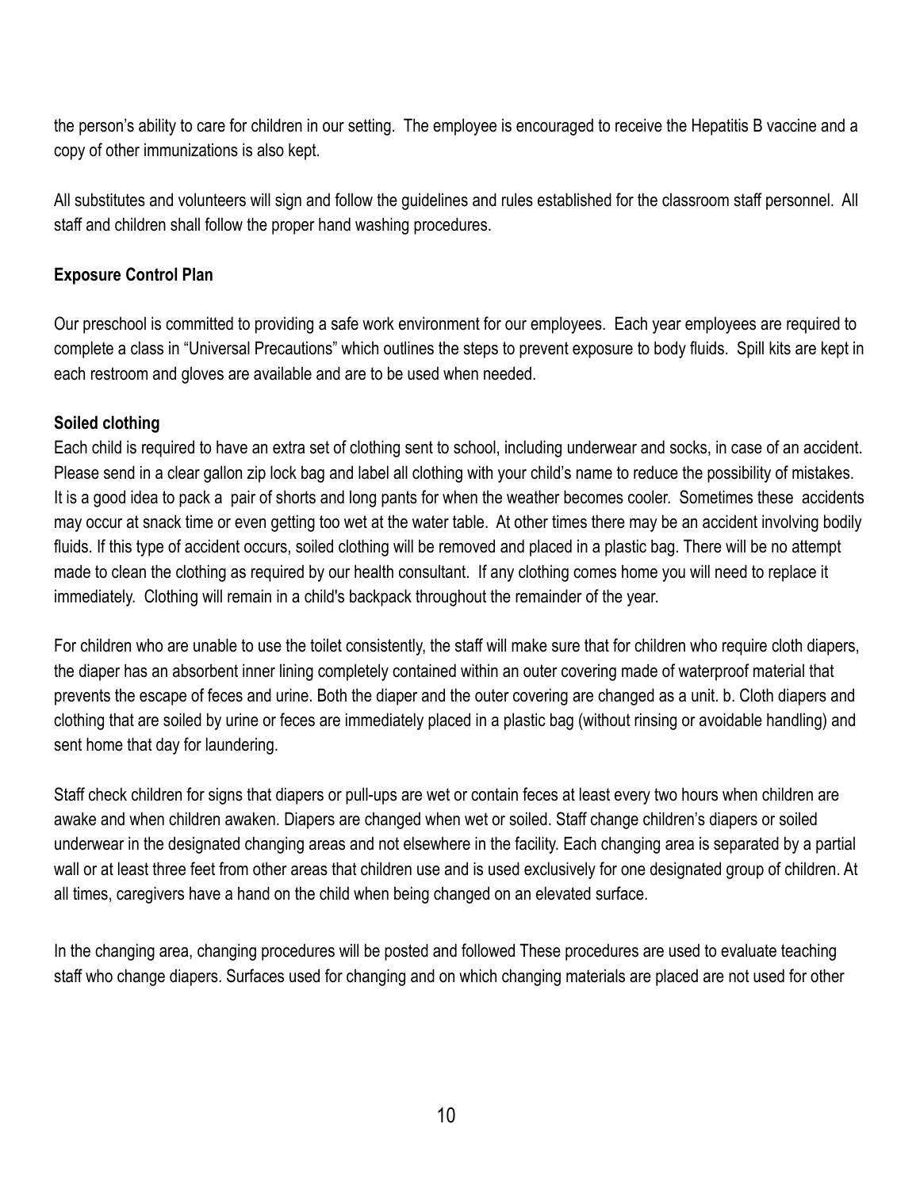the person's ability to care for children in our setting. The employee is encouraged to receive the Hepatitis B vaccine and a copy of other immunizations is also kept.

All substitutes and volunteers will sign and follow the guidelines and rules established for the classroom staff personnel. All staff and children shall follow the proper hand washing procedures.

**Exposure Control Plan**

Our preschool is committed to providing a safe work environment for our employees. Each year employees are required to complete a class in "Universal Precautions" which outlines the steps to prevent exposure to body fluids. Spill kits are kept in each restroom and gloves are available and are to be used when needed.

**Soiled clothing**

Each child is required to have an extra set of clothing sent to school, including underwear and socks, in case of an accident. Please send in a clear gallon zip lock bag and label all clothing with your child's name to reduce the possibility of mistakes. It is a good idea to pack a pair of shorts and long pants for when the weather becomes cooler. Sometimes these accidents may occur at snack time or even getting too wet at the water table. At other times there may be an accident involving bodily fluids. If this type of accident occurs, soiled clothing will be removed and placed in a plastic bag. There will be no attempt made to clean the clothing as required by our health consultant. If any clothing comes home you will need to replace it immediately. Clothing will remain in a child's backpack throughout the remainder of the year.

For children who are unable to use the toilet consistently, the staff will make sure that for children who require cloth diapers, the diaper has an absorbent inner lining completely contained within an outer covering made of waterproof material that prevents the escape of feces and urine. Both the diaper and the outer covering are changed as a unit. b. Cloth diapers and clothing that are soiled by urine or feces are immediately placed in a plastic bag (without rinsing or avoidable handling) and sent home that day for laundering.

Staff check children for signs that diapers or pull-ups are wet or contain feces at least every two hours when children are awake and when children awaken. Diapers are changed when wet or soiled. Staff change children's diapers or soiled underwear in the designated changing areas and not elsewhere in the facility. Each changing area is separated by a partial wall or at least three feet from other areas that children use and is used exclusively for one designated group of children. At all times, caregivers have a hand on the child when being changed on an elevated surface.

In the changing area, changing procedures will be posted and followed These procedures are used to evaluate teaching staff who change diapers. Surfaces used for changing and on which changing materials are placed are not used for other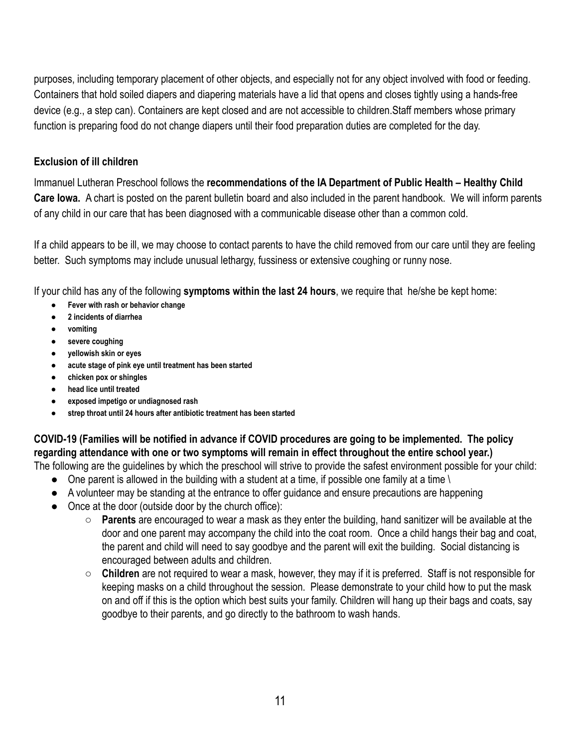purposes, including temporary placement of other objects, and especially not for any object involved with food or feeding. Containers that hold soiled diapers and diapering materials have a lid that opens and closes tightly using a hands-free device (e.g., a step can). Containers are kept closed and are not accessible to children.Staff members whose primary function is preparing food do not change diapers until their food preparation duties are completed for the day.

### Exclusion of ill children

Immanuel Lutheran Preschool follows the **recommendations of the IA Department of Public Health – Healthy Child Care Iowa.** A chart is posted on the parent bulletin board and also included in the parent handbook. We will inform parents of any child in our care that has been diagnosed with a communicable disease other than a common cold.

If a child appears to be ill, we may choose to contact parents to have the child removed from our care until they are feeling better. Such symptoms may include unusual lethargy, fussiness or extensive coughing or runny nose.

If your child has any of the following **symptoms within the last 24 hours**, we require that he/she be kept home:

- **Fever with rash or behavior change**
- **2 incidents of diarrhea**
- **vomiting**
- **severe coughing**
- **yellowish skin or eyes**
- **acute stage of pink eye until treatment has been started**
- **chicken pox or shingles**
- **head lice until treated**
- **exposed impetigo or undiagnosed rash**
- **strep throat until 24 hours after antibiotic treatment has been started**

### COVID-19 (Families will be notified in advance if COVID procedures are going to be implemented. The policy regarding attendance with one or two symptoms will remain in effect throughout the entire school year.)

The following are the guidelines by which the preschool will strive to provide the safest environment possible for your child:

- One parent is allowed in the building with a student at a time, if possible one family at a time \
- A volunteer may be standing at the entrance to offer guidance and ensure precautions are happening
- Once at the door (outside door by the church office):
  - **Parents** are encouraged to wear a mask as they enter the building, hand sanitizer will be available at the door and one parent may accompany the child into the coat room. Once a child hangs their bag and coat, the parent and child will need to say goodbye and the parent will exit the building. Social distancing is encouraged between adults and children.
  - **Children** are not required to wear a mask, however, they may if it is preferred. Staff is not responsible for keeping masks on a child throughout the session. Please demonstrate to your child how to put the mask on and off if this is the option which best suits your family. Children will hang up their bags and coats, say goodbye to their parents, and go directly to the bathroom to wash hands.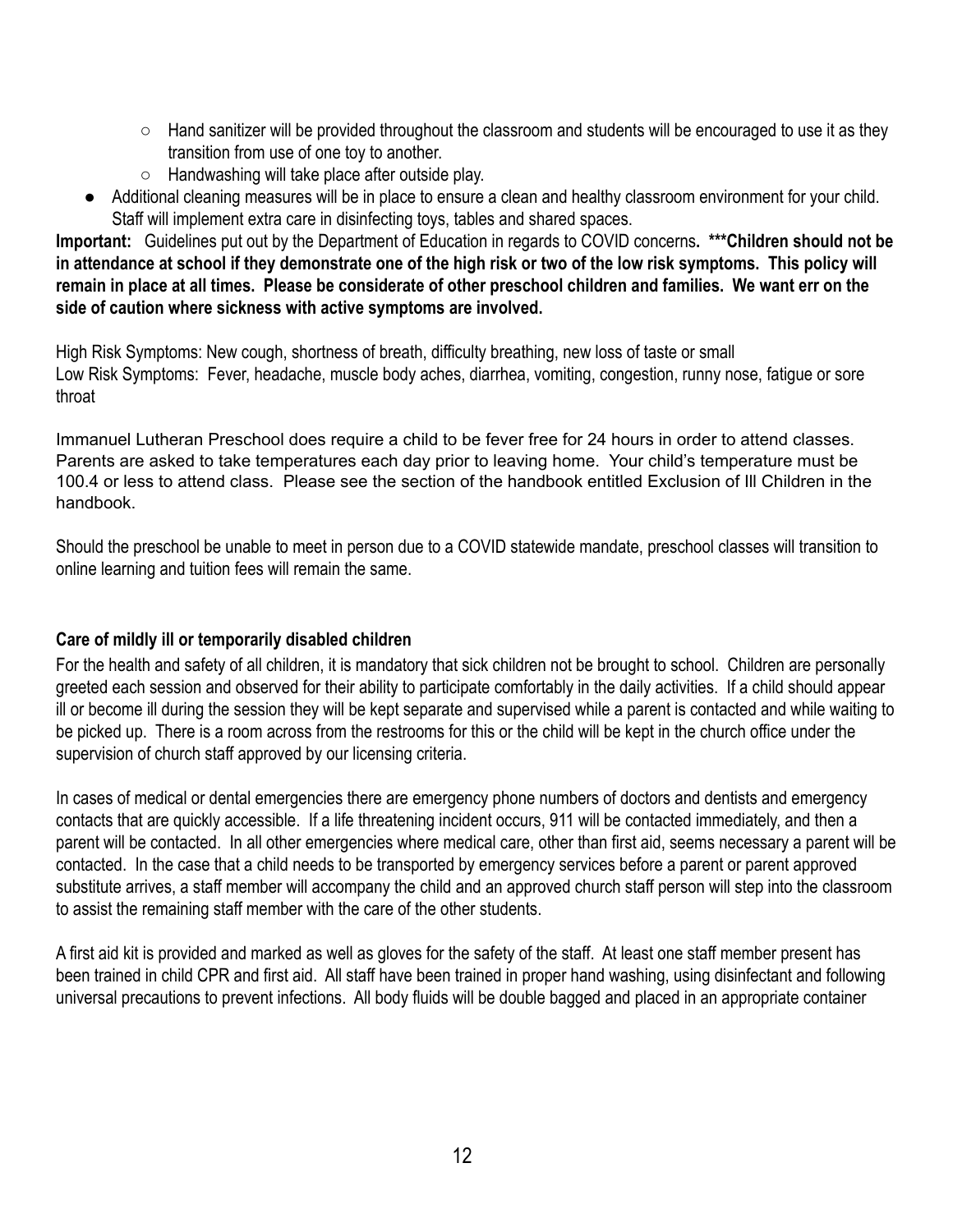- Hand sanitizer will be provided throughout the classroom and students will be encouraged to use it as they transition from use of one toy to another.
  - Handwashing will take place after outside play.
- Additional cleaning measures will be in place to ensure a clean and healthy classroom environment for your child. Staff will implement extra care in disinfecting toys, tables and shared spaces.

**Important:** Guidelines put out by the Department of Education in regards to COVID concerns**. \*\*\*Children should not be in attendance at school if they demonstrate one of the high risk or two of the low risk symptoms. This policy will remain in place at all times. Please be considerate of other preschool children and families. We want err on the side of caution where sickness with active symptoms are involved.**

High Risk Symptoms: New cough, shortness of breath, difficulty breathing, new loss of taste or small
Low Risk Symptoms: Fever, headache, muscle body aches, diarrhea, vomiting, congestion, runny nose, fatigue or sore throat

Immanuel Lutheran Preschool does require a child to be fever free for 24 hours in order to attend classes. Parents are asked to take temperatures each day prior to leaving home. Your child's temperature must be 100.4 or less to attend class. Please see the section of the handbook entitled Exclusion of Ill Children in the handbook.

Should the preschool be unable to meet in person due to a COVID statewide mandate, preschool classes will transition to online learning and tuition fees will remain the same.

**Care of mildly ill or temporarily disabled children**

For the health and safety of all children, it is mandatory that sick children not be brought to school. Children are personally greeted each session and observed for their ability to participate comfortably in the daily activities. If a child should appear ill or become ill during the session they will be kept separate and supervised while a parent is contacted and while waiting to be picked up. There is a room across from the restrooms for this or the child will be kept in the church office under the supervision of church staff approved by our licensing criteria.

In cases of medical or dental emergencies there are emergency phone numbers of doctors and dentists and emergency contacts that are quickly accessible. If a life threatening incident occurs, 911 will be contacted immediately, and then a parent will be contacted. In all other emergencies where medical care, other than first aid, seems necessary a parent will be contacted. In the case that a child needs to be transported by emergency services before a parent or parent approved substitute arrives, a staff member will accompany the child and an approved church staff person will step into the classroom to assist the remaining staff member with the care of the other students.

A first aid kit is provided and marked as well as gloves for the safety of the staff. At least one staff member present has been trained in child CPR and first aid. All staff have been trained in proper hand washing, using disinfectant and following universal precautions to prevent infections. All body fluids will be double bagged and placed in an appropriate container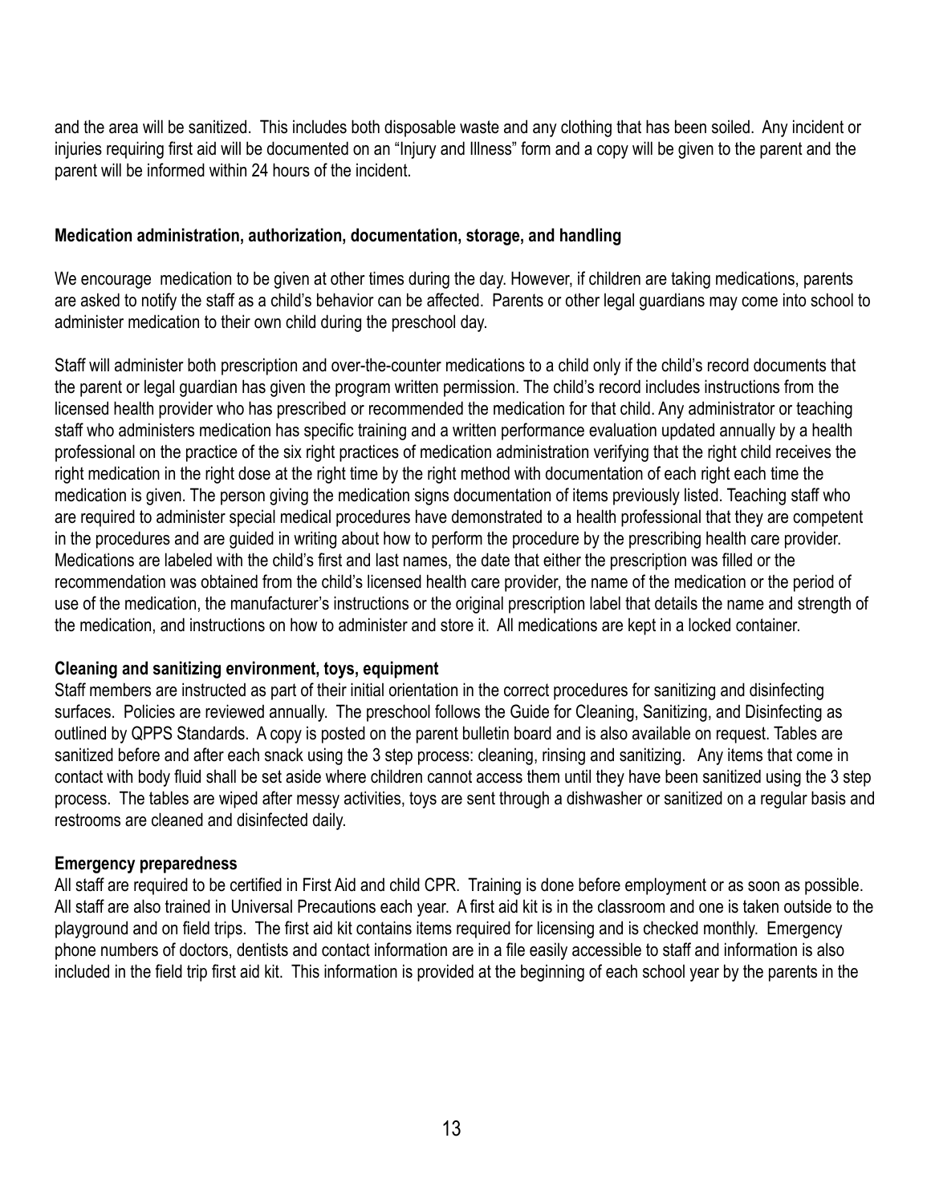and the area will be sanitized. This includes both disposable waste and any clothing that has been soiled. Any incident or injuries requiring first aid will be documented on an "Injury and Illness" form and a copy will be given to the parent and the parent will be informed within 24 hours of the incident.

**Medication administration, authorization, documentation, storage, and handling**

We encourage medication to be given at other times during the day. However, if children are taking medications, parents are asked to notify the staff as a child's behavior can be affected. Parents or other legal guardians may come into school to administer medication to their own child during the preschool day.

Staff will administer both prescription and over-the-counter medications to a child only if the child's record documents that the parent or legal guardian has given the program written permission. The child's record includes instructions from the licensed health provider who has prescribed or recommended the medication for that child. Any administrator or teaching staff who administers medication has specific training and a written performance evaluation updated annually by a health professional on the practice of the six right practices of medication administration verifying that the right child receives the right medication in the right dose at the right time by the right method with documentation of each right each time the medication is given. The person giving the medication signs documentation of items previously listed. Teaching staff who are required to administer special medical procedures have demonstrated to a health professional that they are competent in the procedures and are guided in writing about how to perform the procedure by the prescribing health care provider. Medications are labeled with the child's first and last names, the date that either the prescription was filled or the recommendation was obtained from the child's licensed health care provider, the name of the medication or the period of use of the medication, the manufacturer's instructions or the original prescription label that details the name and strength of the medication, and instructions on how to administer and store it. All medications are kept in a locked container.

**Cleaning and sanitizing environment, toys, equipment**

Staff members are instructed as part of their initial orientation in the correct procedures for sanitizing and disinfecting surfaces. Policies are reviewed annually. The preschool follows the Guide for Cleaning, Sanitizing, and Disinfecting as outlined by QPPS Standards. A copy is posted on the parent bulletin board and is also available on request. Tables are sanitized before and after each snack using the 3 step process: cleaning, rinsing and sanitizing. Any items that come in contact with body fluid shall be set aside where children cannot access them until they have been sanitized using the 3 step process. The tables are wiped after messy activities, toys are sent through a dishwasher or sanitized on a regular basis and restrooms are cleaned and disinfected daily.

**Emergency preparedness**

All staff are required to be certified in First Aid and child CPR. Training is done before employment or as soon as possible. All staff are also trained in Universal Precautions each year. A first aid kit is in the classroom and one is taken outside to the playground and on field trips. The first aid kit contains items required for licensing and is checked monthly. Emergency phone numbers of doctors, dentists and contact information are in a file easily accessible to staff and information is also included in the field trip first aid kit. This information is provided at the beginning of each school year by the parents in the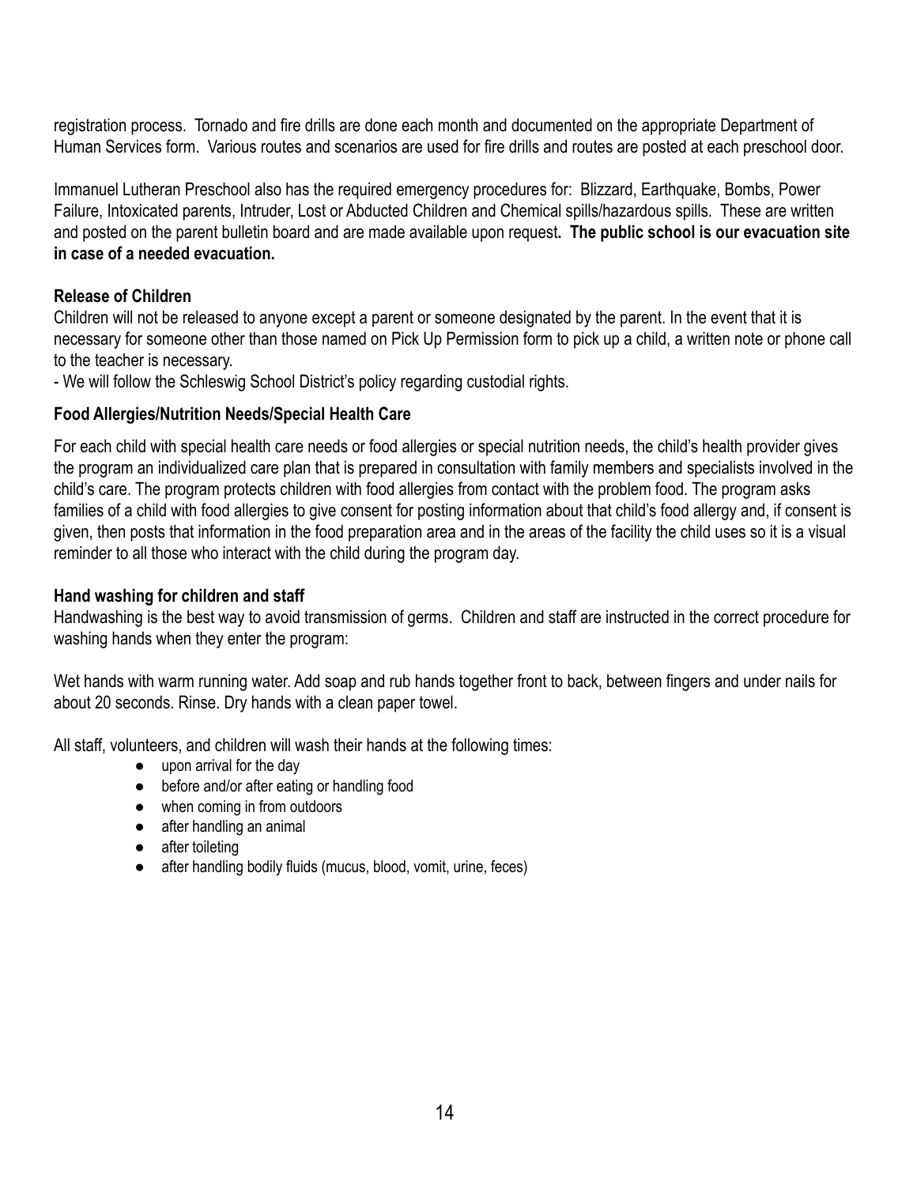registration process. Tornado and fire drills are done each month and documented on the appropriate Department of Human Services form. Various routes and scenarios are used for fire drills and routes are posted at each preschool door.

Immanuel Lutheran Preschool also has the required emergency procedures for: Blizzard, Earthquake, Bombs, Power Failure, Intoxicated parents, Intruder, Lost or Abducted Children and Chemical spills/hazardous spills. These are written and posted on the parent bulletin board and are made available upon request**. The public school is our evacuation site in case of a needed evacuation.**

**Release of Children**

Children will not be released to anyone except a parent or someone designated by the parent. In the event that it is necessary for someone other than those named on Pick Up Permission form to pick up a child, a written note or phone call to the teacher is necessary.

- We will follow the Schleswig School District's policy regarding custodial rights.

**Food Allergies/Nutrition Needs/Special Health Care**

For each child with special health care needs or food allergies or special nutrition needs, the child's health provider gives the program an individualized care plan that is prepared in consultation with family members and specialists involved in the child's care. The program protects children with food allergies from contact with the problem food. The program asks families of a child with food allergies to give consent for posting information about that child's food allergy and, if consent is given, then posts that information in the food preparation area and in the areas of the facility the child uses so it is a visual reminder to all those who interact with the child during the program day.

**Hand washing for children and staff**

Handwashing is the best way to avoid transmission of germs. Children and staff are instructed in the correct procedure for washing hands when they enter the program:

Wet hands with warm running water. Add soap and rub hands together front to back, between fingers and under nails for about 20 seconds. Rinse. Dry hands with a clean paper towel.

All staff, volunteers, and children will wash their hands at the following times:

- upon arrival for the day
- before and/or after eating or handling food
- when coming in from outdoors
- after handling an animal
- after toileting
- after handling bodily fluids (mucus, blood, vomit, urine, feces)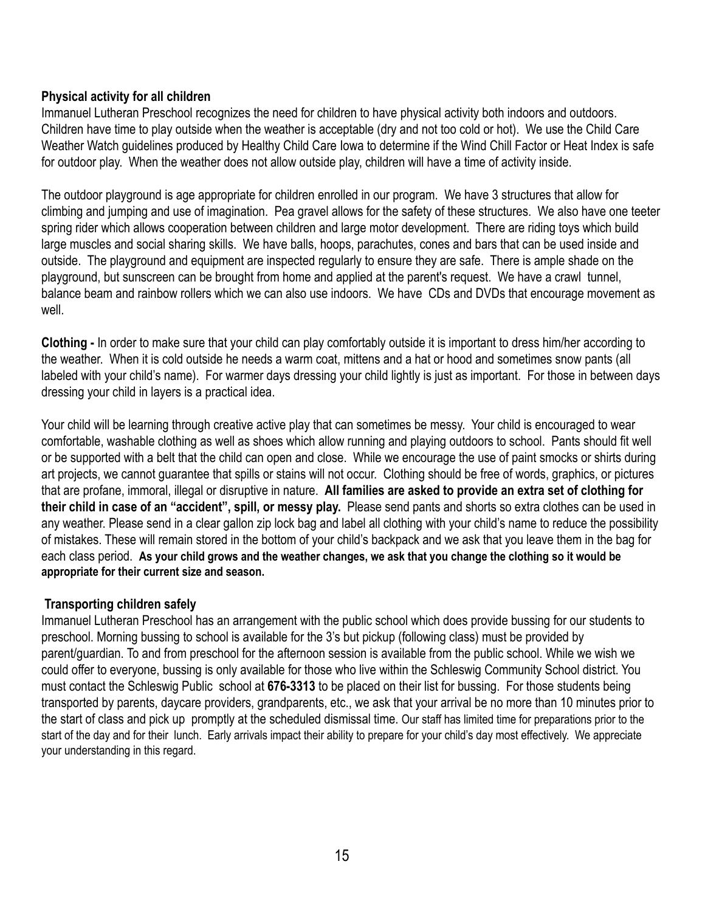**Physical activity for all children**

Immanuel Lutheran Preschool recognizes the need for children to have physical activity both indoors and outdoors. Children have time to play outside when the weather is acceptable (dry and not too cold or hot). We use the Child Care Weather Watch guidelines produced by Healthy Child Care Iowa to determine if the Wind Chill Factor or Heat Index is safe for outdoor play. When the weather does not allow outside play, children will have a time of activity inside.

The outdoor playground is age appropriate for children enrolled in our program. We have 3 structures that allow for climbing and jumping and use of imagination. Pea gravel allows for the safety of these structures. We also have one teeter spring rider which allows cooperation between children and large motor development. There are riding toys which build large muscles and social sharing skills. We have balls, hoops, parachutes, cones and bars that can be used inside and outside. The playground and equipment are inspected regularly to ensure they are safe. There is ample shade on the playground, but sunscreen can be brought from home and applied at the parent's request. We have a crawl tunnel, balance beam and rainbow rollers which we can also use indoors. We have CDs and DVDs that encourage movement as well.

**Clothing -** In order to make sure that your child can play comfortably outside it is important to dress him/her according to the weather. When it is cold outside he needs a warm coat, mittens and a hat or hood and sometimes snow pants (all labeled with your child's name). For warmer days dressing your child lightly is just as important. For those in between days dressing your child in layers is a practical idea.

Your child will be learning through creative active play that can sometimes be messy. Your child is encouraged to wear comfortable, washable clothing as well as shoes which allow running and playing outdoors to school. Pants should fit well or be supported with a belt that the child can open and close. While we encourage the use of paint smocks or shirts during art projects, we cannot guarantee that spills or stains will not occur. Clothing should be free of words, graphics, or pictures that are profane, immoral, illegal or disruptive in nature. **All families are asked to provide an extra set of clothing for their child in case of an "accident", spill, or messy play.** Please send pants and shorts so extra clothes can be used in any weather. Please send in a clear gallon zip lock bag and label all clothing with your child's name to reduce the possibility of mistakes. These will remain stored in the bottom of your child's backpack and we ask that you leave them in the bag for each class period. **As your child grows and the weather changes, we ask that you change the clothing so it would be appropriate for their current size and season.**

**Transporting children safely**

Immanuel Lutheran Preschool has an arrangement with the public school which does provide bussing for our students to preschool. Morning bussing to school is available for the 3's but pickup (following class) must be provided by parent/guardian. To and from preschool for the afternoon session is available from the public school. While we wish we could offer to everyone, bussing is only available for those who live within the Schleswig Community School district. You must contact the Schleswig Public school at **676-3313** to be placed on their list for bussing. For those students being transported by parents, daycare providers, grandparents, etc., we ask that your arrival be no more than 10 minutes prior to the start of class and pick up promptly at the scheduled dismissal time. Our staff has limited time for preparations prior to the start of the day and for their lunch. Early arrivals impact their ability to prepare for your child's day most effectively. We appreciate your understanding in this regard.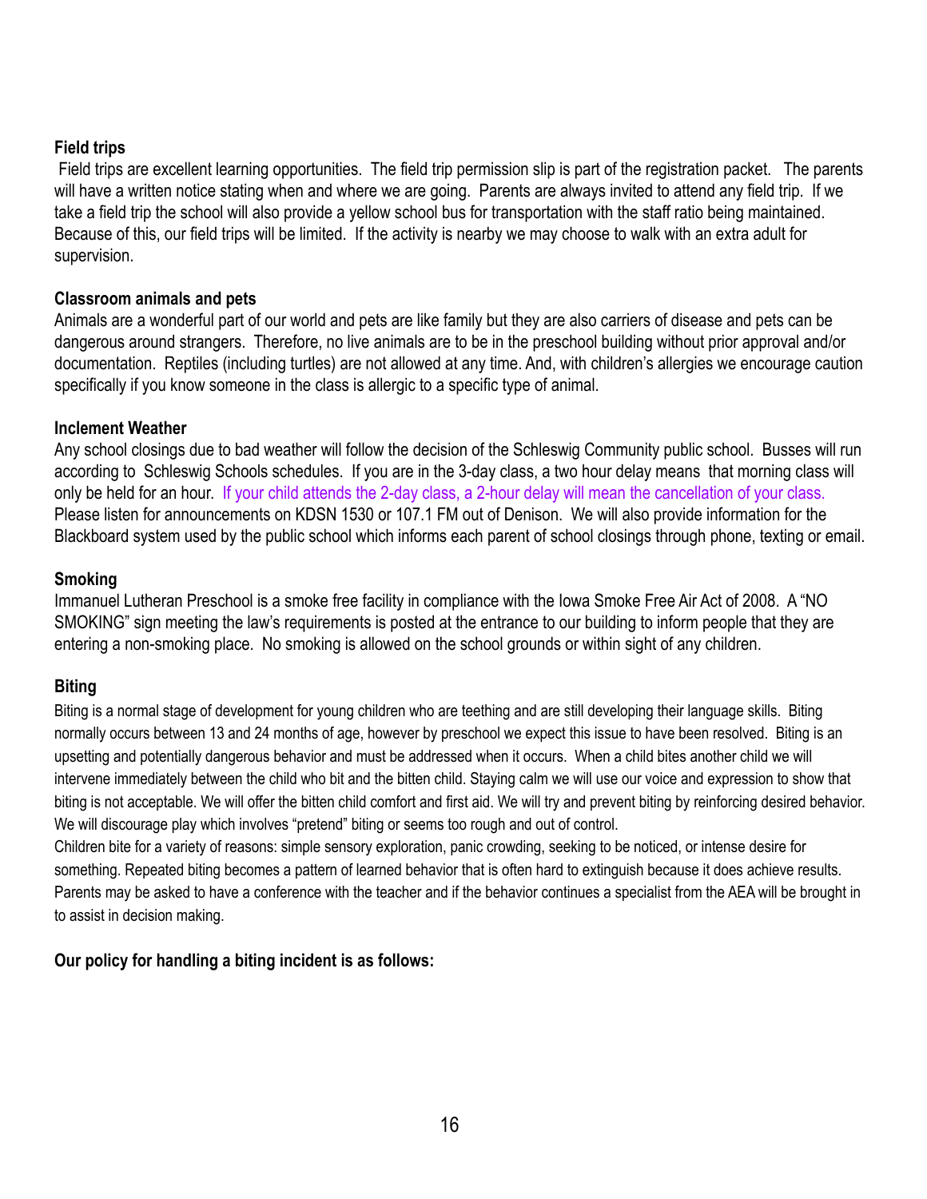**Field trips**

Field trips are excellent learning opportunities. The field trip permission slip is part of the registration packet. The parents will have a written notice stating when and where we are going. Parents are always invited to attend any field trip. If we take a field trip the school will also provide a yellow school bus for transportation with the staff ratio being maintained. Because of this, our field trips will be limited. If the activity is nearby we may choose to walk with an extra adult for supervision.

**Classroom animals and pets**

Animals are a wonderful part of our world and pets are like family but they are also carriers of disease and pets can be dangerous around strangers. Therefore, no live animals are to be in the preschool building without prior approval and/or documentation. Reptiles (including turtles) are not allowed at any time. And, with children's allergies we encourage caution specifically if you know someone in the class is allergic to a specific type of animal.

**Inclement Weather**

Any school closings due to bad weather will follow the decision of the Schleswig Community public school. Busses will run according to Schleswig Schools schedules. If you are in the 3-day class, a two hour delay means that morning class will only be held for an hour. If your child attends the 2-day class, a 2-hour delay will mean the cancellation of your class. Please listen for announcements on KDSN 1530 or 107.1 FM out of Denison. We will also provide information for the Blackboard system used by the public school which informs each parent of school closings through phone, texting or email.

**Smoking**

Immanuel Lutheran Preschool is a smoke free facility in compliance with the Iowa Smoke Free Air Act of 2008. A "NO SMOKING" sign meeting the law's requirements is posted at the entrance to our building to inform people that they are entering a non-smoking place. No smoking is allowed on the school grounds or within sight of any children.

**Biting**

Biting is a normal stage of development for young children who are teething and are still developing their language skills. Biting normally occurs between 13 and 24 months of age, however by preschool we expect this issue to have been resolved. Biting is an upsetting and potentially dangerous behavior and must be addressed when it occurs. When a child bites another child we will intervene immediately between the child who bit and the bitten child. Staying calm we will use our voice and expression to show that biting is not acceptable. We will offer the bitten child comfort and first aid. We will try and prevent biting by reinforcing desired behavior. We will discourage play which involves "pretend" biting or seems too rough and out of control.

Children bite for a variety of reasons: simple sensory exploration, panic crowding, seeking to be noticed, or intense desire for something. Repeated biting becomes a pattern of learned behavior that is often hard to extinguish because it does achieve results. Parents may be asked to have a conference with the teacher and if the behavior continues a specialist from the AEA will be brought in to assist in decision making.

**Our policy for handling a biting incident is as follows:**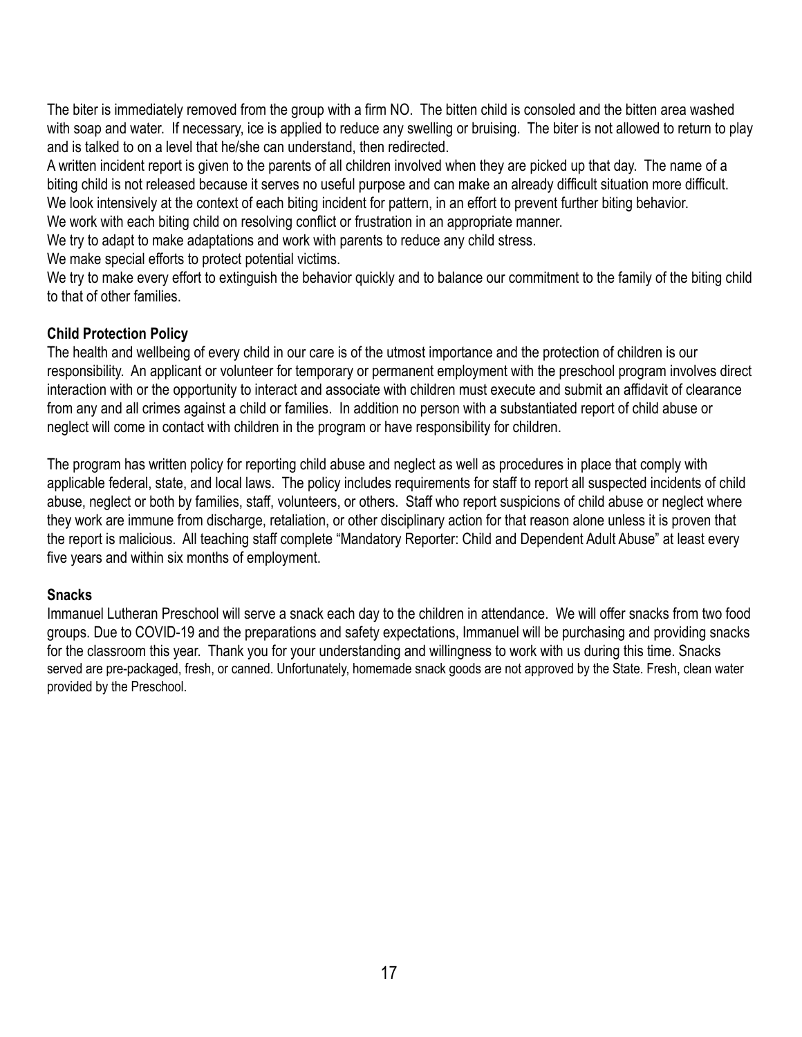The biter is immediately removed from the group with a firm NO. The bitten child is consoled and the bitten area washed with soap and water. If necessary, ice is applied to reduce any swelling or bruising. The biter is not allowed to return to play and is talked to on a level that he/she can understand, then redirected.

A written incident report is given to the parents of all children involved when they are picked up that day. The name of a biting child is not released because it serves no useful purpose and can make an already difficult situation more difficult.

We look intensively at the context of each biting incident for pattern, in an effort to prevent further biting behavior.

We work with each biting child on resolving conflict or frustration in an appropriate manner.

We try to adapt to make adaptations and work with parents to reduce any child stress.

We make special efforts to protect potential victims.

We try to make every effort to extinguish the behavior quickly and to balance our commitment to the family of the biting child to that of other families.

**Child Protection Policy**

The health and wellbeing of every child in our care is of the utmost importance and the protection of children is our responsibility. An applicant or volunteer for temporary or permanent employment with the preschool program involves direct interaction with or the opportunity to interact and associate with children must execute and submit an affidavit of clearance from any and all crimes against a child or families. In addition no person with a substantiated report of child abuse or neglect will come in contact with children in the program or have responsibility for children.

The program has written policy for reporting child abuse and neglect as well as procedures in place that comply with applicable federal, state, and local laws. The policy includes requirements for staff to report all suspected incidents of child abuse, neglect or both by families, staff, volunteers, or others. Staff who report suspicions of child abuse or neglect where they work are immune from discharge, retaliation, or other disciplinary action for that reason alone unless it is proven that the report is malicious. All teaching staff complete "Mandatory Reporter: Child and Dependent Adult Abuse" at least every five years and within six months of employment.

**Snacks**

Immanuel Lutheran Preschool will serve a snack each day to the children in attendance. We will offer snacks from two food groups. Due to COVID-19 and the preparations and safety expectations, Immanuel will be purchasing and providing snacks for the classroom this year. Thank you for your understanding and willingness to work with us during this time. Snacks served are pre-packaged, fresh, or canned. Unfortunately, homemade snack goods are not approved by the State. Fresh, clean water provided by the Preschool.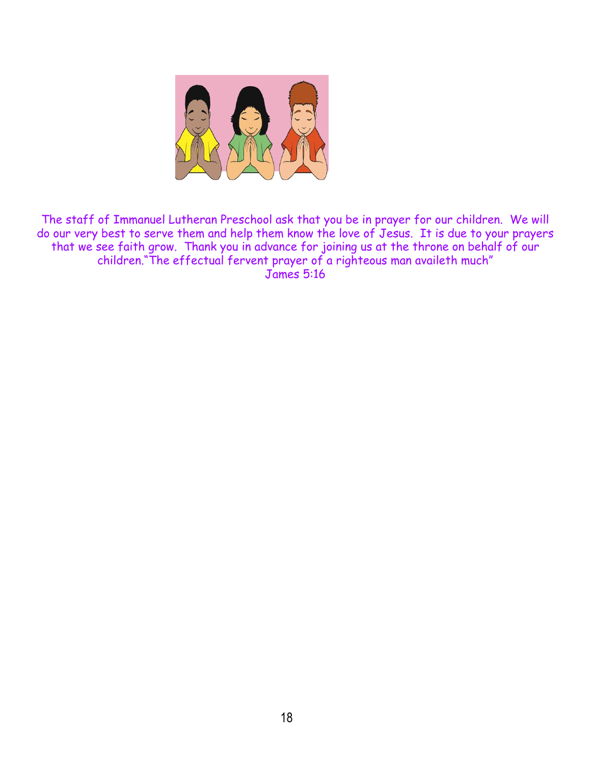The staff of Immanuel Lutheran Preschool ask that you be in prayer for our children. We will do our very best to serve them and help them know the love of Jesus. It is due to your prayers that we see faith grow. Thank you in advance for joining us at the throne on behalf of our children."The effectual fervent prayer of a righteous man availeth much"
James 5:16